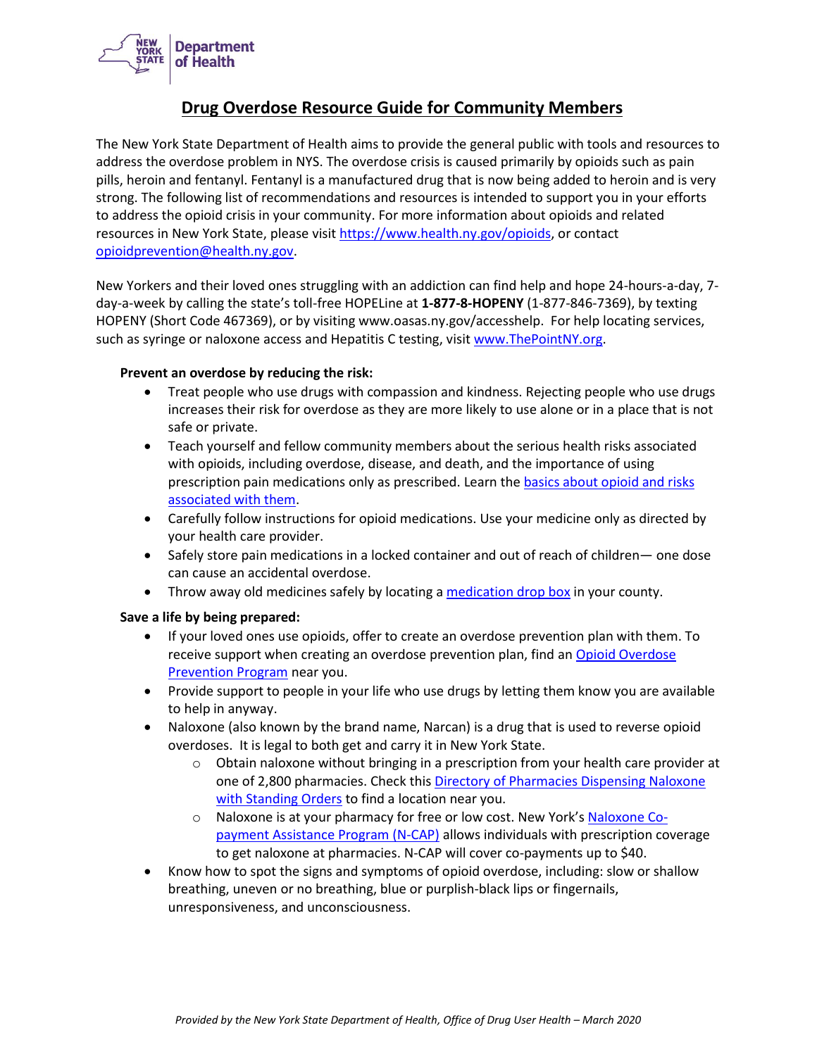# Drug Overdose Resource Guide for Community Members

The New York State Department of Health aims to provide the general public with tools and resources to address the overdose problem in NYS. The overdose crisis is caused primarily by opioids such as pain pills, heroin and fentanyl. Fentanyl is a manufactured drug that is now being added to heroin and is very strong. The following list of recommendations and resources is intended to support you in your efforts to address the opioid crisis in your community. For more information about opioids and related resources in New York State, please visit https://www.health.ny.gov/opioids, or contact opioidprevention@health.ny.gov.

New Yorkers and their loved ones struggling with an addiction can find help and hope 24-hours-a-day, 7-day-a-week by calling the state's toll-free HOPELine at **1-877-8-HOPENY** (1-877-846-7369), by texting HOPENY (Short Code 467369), or by visiting www.oasas.ny.gov/accesshelp. For help locating services, such as syringe or naloxone access and Hepatitis C testing, visit www.ThePointNY.org.

**Prevent an overdose by reducing the risk:**

- Treat people who use drugs with compassion and kindness. Rejecting people who use drugs increases their risk for overdose as they are more likely to use alone or in a place that is not safe or private.
- Teach yourself and fellow community members about the serious health risks associated with opioids, including overdose, disease, and death, and the importance of using prescription pain medications only as prescribed. Learn the basics about opioid and risks associated with them.
- Carefully follow instructions for opioid medications. Use your medicine only as directed by your health care provider.
- Safely store pain medications in a locked container and out of reach of children— one dose can cause an accidental overdose.
- Throw away old medicines safely by locating a medication drop box in your county.

**Save a life by being prepared:**

- If your loved ones use opioids, offer to create an overdose prevention plan with them. To receive support when creating an overdose prevention plan, find an Opioid Overdose Prevention Program near you.
- Provide support to people in your life who use drugs by letting them know you are available to help in anyway.
- Naloxone (also known by the brand name, Narcan) is a drug that is used to reverse opioid overdoses. It is legal to both get and carry it in New York State.
  - Obtain naloxone without bringing in a prescription from your health care provider at one of 2,800 pharmacies. Check this Directory of Pharmacies Dispensing Naloxone with Standing Orders to find a location near you.
  - Naloxone is at your pharmacy for free or low cost. New York's Naloxone Co-payment Assistance Program (N-CAP) allows individuals with prescription coverage to get naloxone at pharmacies. N-CAP will cover co-payments up to $40.
- Know how to spot the signs and symptoms of opioid overdose, including: slow or shallow breathing, uneven or no breathing, blue or purplish-black lips or fingernails, unresponsiveness, and unconsciousness.

*Provided by the New York State Department of Health, Office of Drug User Health – March 2020*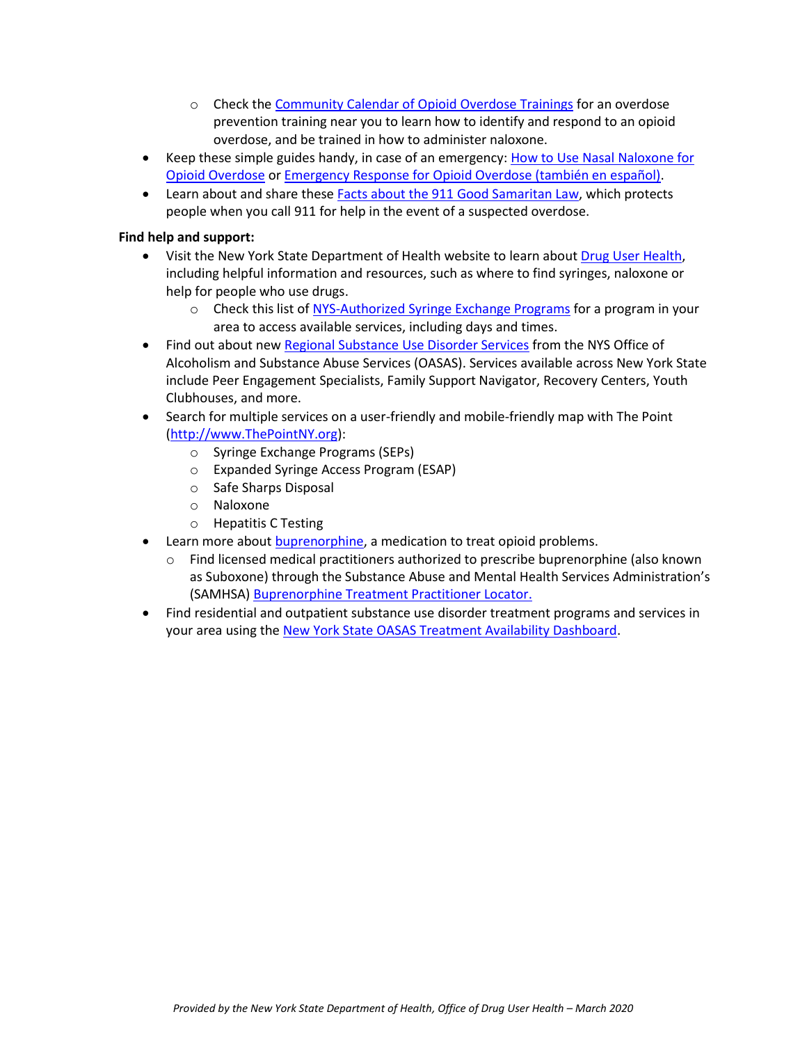- Check the Community Calendar of Opioid Overdose Trainings for an overdose prevention training near you to learn how to identify and respond to an opioid overdose, and be trained in how to administer naloxone.
- Keep these simple guides handy, in case of an emergency: How to Use Nasal Naloxone for Opioid Overdose or Emergency Response for Opioid Overdose (también en español).
- Learn about and share these Facts about the 911 Good Samaritan Law, which protects people when you call 911 for help in the event of a suspected overdose.

**Find help and support:**

- Visit the New York State Department of Health website to learn about Drug User Health, including helpful information and resources, such as where to find syringes, naloxone or help for people who use drugs.
    - Check this list of NYS-Authorized Syringe Exchange Programs for a program in your area to access available services, including days and times.
- Find out about new Regional Substance Use Disorder Services from the NYS Office of Alcoholism and Substance Abuse Services (OASAS). Services available across New York State include Peer Engagement Specialists, Family Support Navigator, Recovery Centers, Youth Clubhouses, and more.
- Search for multiple services on a user-friendly and mobile-friendly map with The Point (http://www.ThePointNY.org):
    - Syringe Exchange Programs (SEPs)
    - Expanded Syringe Access Program (ESAP)
    - Safe Sharps Disposal
    - Naloxone
    - Hepatitis C Testing
- Learn more about buprenorphine, a medication to treat opioid problems.
    - Find licensed medical practitioners authorized to prescribe buprenorphine (also known as Suboxone) through the Substance Abuse and Mental Health Services Administration's (SAMHSA) Buprenorphine Treatment Practitioner Locator.
- Find residential and outpatient substance use disorder treatment programs and services in your area using the New York State OASAS Treatment Availability Dashboard.

*Provided by the New York State Department of Health, Office of Drug User Health – March 2020*